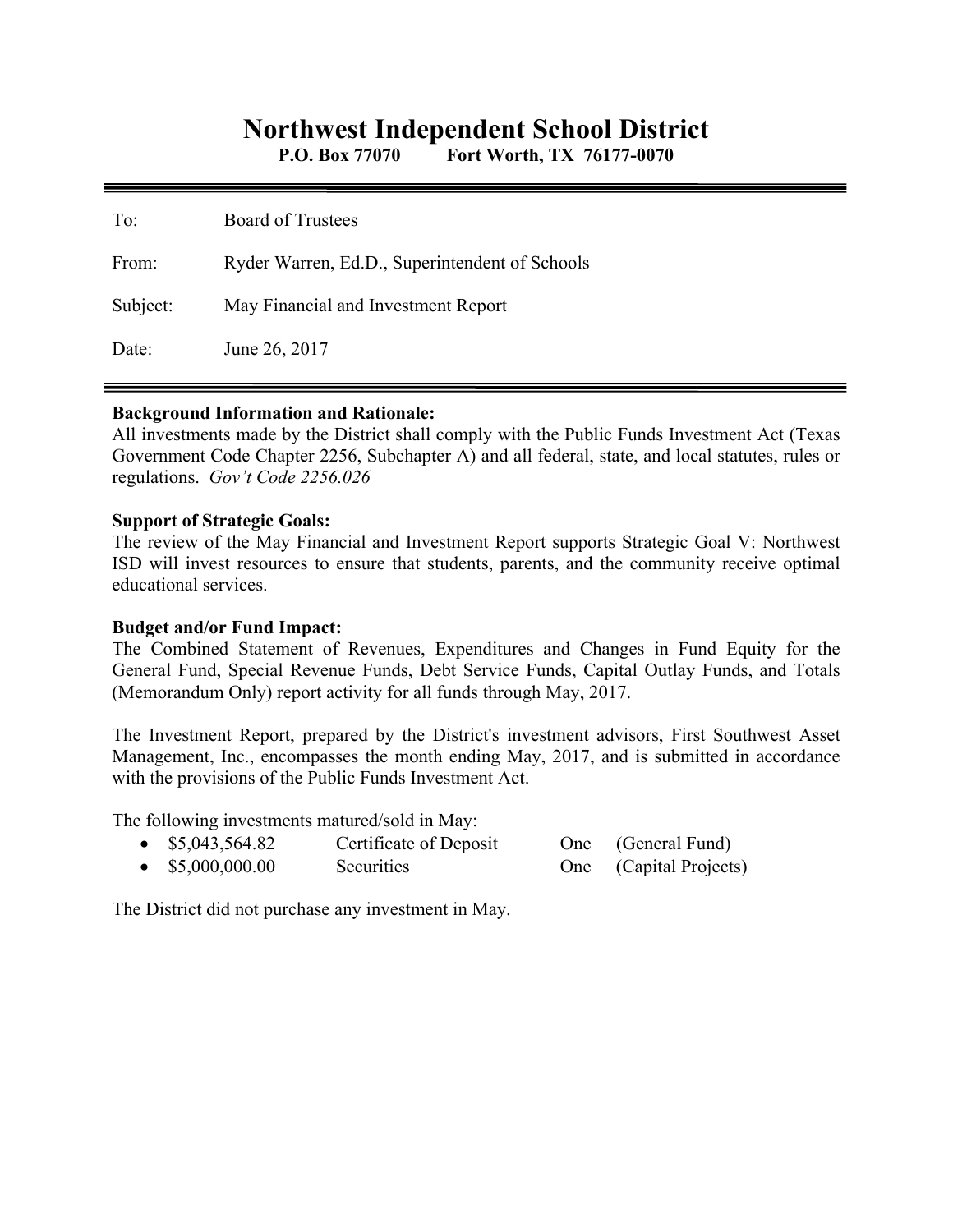# Northwest Independent School District

**P.O. Box 77070    Fort Worth, TX 76177-0070**

---

To: Board of Trustees

From: Ryder Warren, Ed.D., Superintendent of Schools

Subject: May Financial and Investment Report

Date: June 26, 2017

---

**Background Information and Rationale:**
All investments made by the District shall comply with the Public Funds Investment Act (Texas Government Code Chapter 2256, Subchapter A) and all federal, state, and local statutes, rules or regulations. *Gov't Code 2256.026*

**Support of Strategic Goals:**
The review of the May Financial and Investment Report supports Strategic Goal V: Northwest ISD will invest resources to ensure that students, parents, and the community receive optimal educational services.

**Budget and/or Fund Impact:**
The Combined Statement of Revenues, Expenditures and Changes in Fund Equity for the General Fund, Special Revenue Funds, Debt Service Funds, Capital Outlay Funds, and Totals (Memorandum Only) report activity for all funds through May, 2017.

The Investment Report, prepared by the District's investment advisors, First Southwest Asset Management, Inc., encompasses the month ending May, 2017, and is submitted in accordance with the provisions of the Public Funds Investment Act.

The following investments matured/sold in May:

- $5,043,564.82    Certificate of Deposit    One    (General Fund)
- $5,000,000.00    Securities    One    (Capital Projects)

The District did not purchase any investment in May.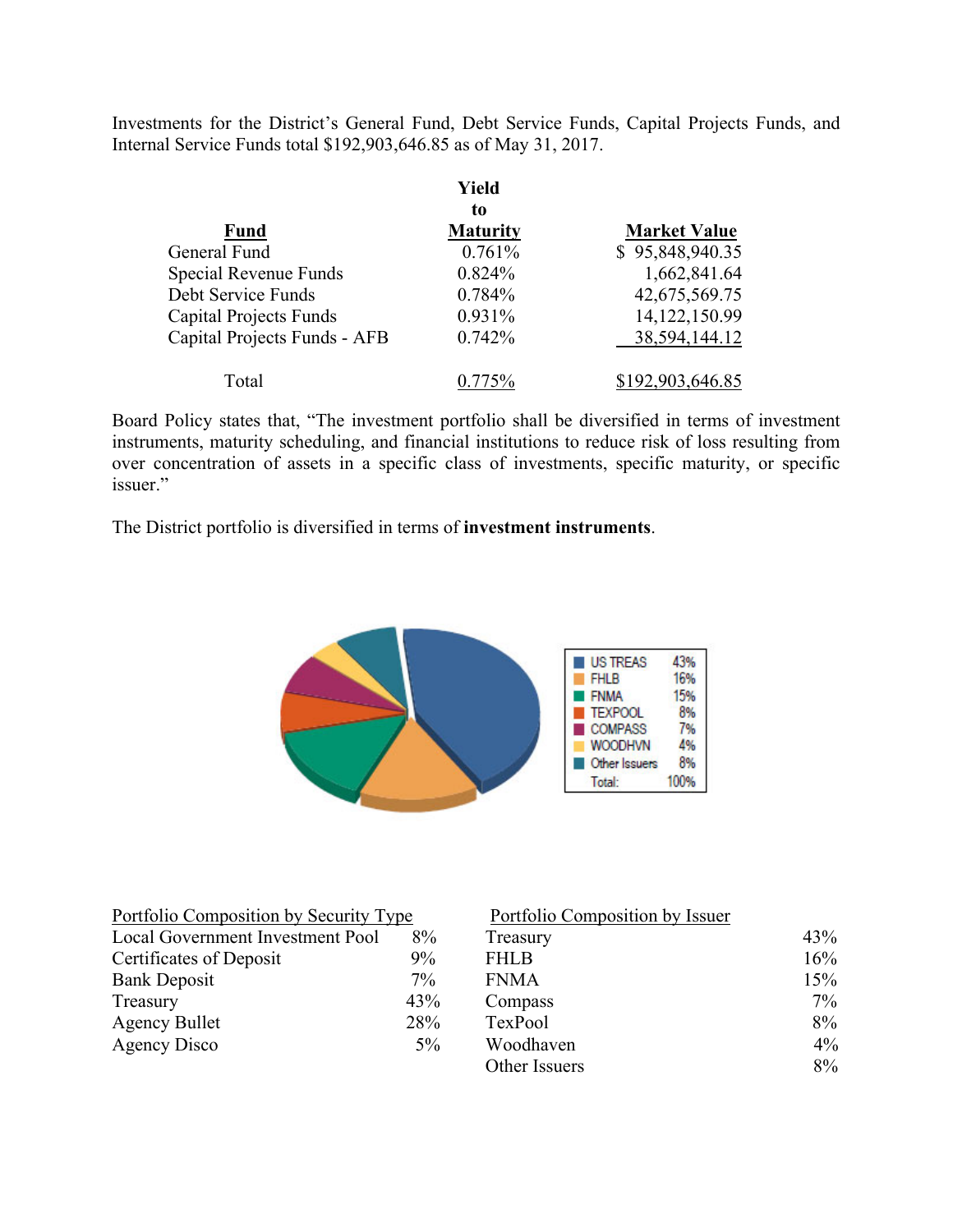Investments for the District's General Fund, Debt Service Funds, Capital Projects Funds, and Internal Service Funds total $192,903,646.85 as of May 31, 2017.

| Fund | Yield to Maturity | Market Value |
|---|---|---|
| General Fund | 0.761% | $ 95,848,940.35 |
| Special Revenue Funds | 0.824% | 1,662,841.64 |
| Debt Service Funds | 0.784% | 42,675,569.75 |
| Capital Projects Funds | 0.931% | 14,122,150.99 |
| Capital Projects Funds - AFB | 0.742% | 38,594,144.12 |
| Total | 0.775% | $192,903,646.85 |

Board Policy states that, "The investment portfolio shall be diversified in terms of investment instruments, maturity scheduling, and financial institutions to reduce risk of loss resulting from over concentration of assets in a specific class of investments, specific maturity, or specific issuer."

The District portfolio is diversified in terms of **investment instruments**.

| | |
|---|---|
| US TREAS | 43% |
| FHLB | 16% |
| FNMA | 15% |
| TEXPOOL | 8% |
| COMPASS | 7% |
| WOODHVN | 4% |
| Other Issuers | 8% |
| Total: | 100% |

Portfolio Composition by Security Type

| | |
|---|---|
| Local Government Investment Pool | 8% |
| Certificates of Deposit | 9% |
| Bank Deposit | 7% |
| Treasury | 43% |
| Agency Bullet | 28% |
| Agency Disco | 5% |

Portfolio Composition by Issuer

| | |
|---|---|
| Treasury | 43% |
| FHLB | 16% |
| FNMA | 15% |
| Compass | 7% |
| TexPool | 8% |
| Woodhaven | 4% |
| Other Issuers | 8% |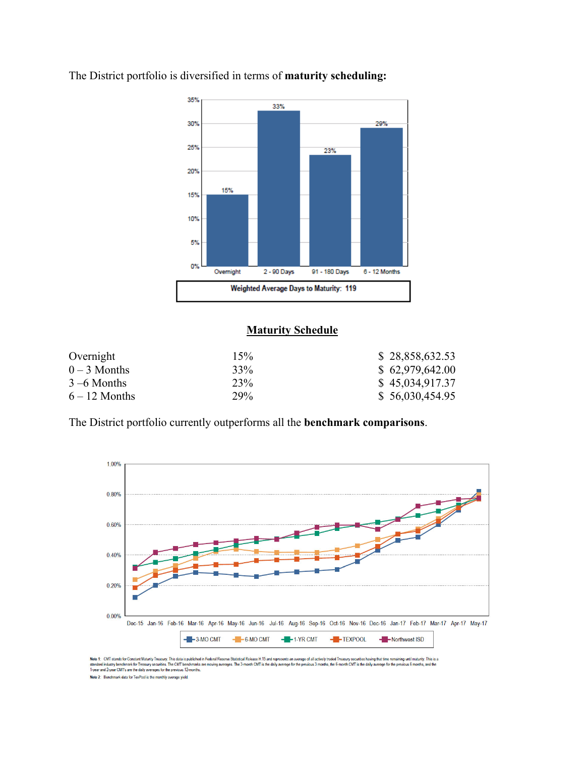The District portfolio is diversified in terms of **maturity scheduling:**

**Maturity Schedule**

| | | |
|---|---|---|
| Overnight | 15% | $ 28,858,632.53 |
| 0 – 3 Months | 33% | $ 62,979,642.00 |
| 3 –6 Months | 23% | $ 45,034,917.37 |
| 6 – 12 Months | 29% | $ 56,030,454.95 |

The District portfolio currently outperforms all the **benchmark comparisons**.

**Note 1:** CMT stands for Constant Maturity Treasury. This data is published in Federal Reserve Statistical Release H.15 and represents an average of all actively traded Treasury securities having that time remaining until maturity. This is a standard industry benchmark for Treasury securities. The CMT benchmarks are moving averages. The 3-month CMT is the daily average for the previous 3 months, the 6-month CMT is the daily average for the previous 6 months, and the 1-year and 2-year CMT's are the daily averages for the previous 12-months.

**Note 2:** Benchmark data for TexPool is the monthly average yield.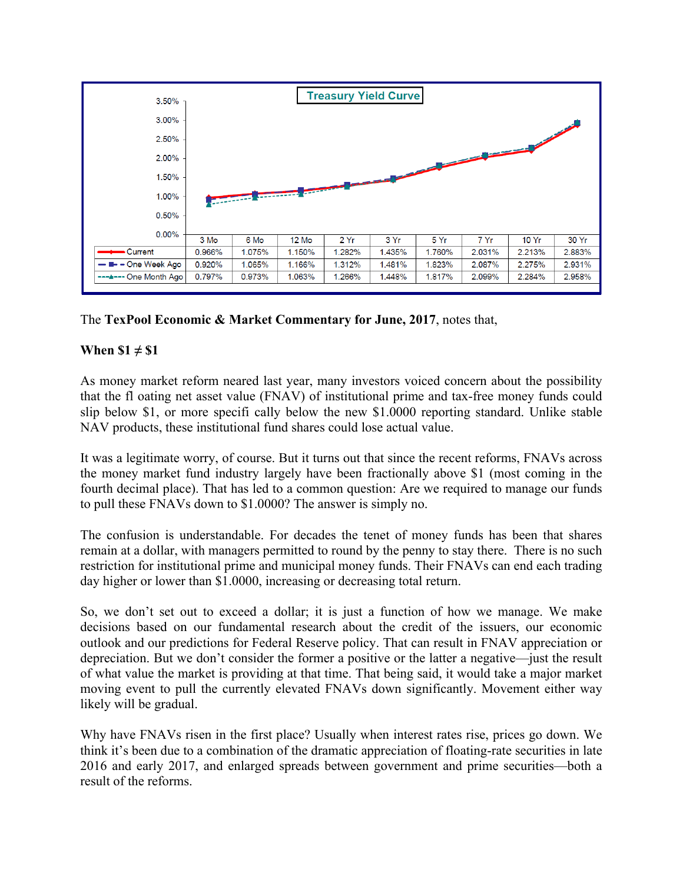**Treasury Yield Curve**

| | 3 Mo | 6 Mo | 12 Mo | 2 Yr | 3 Yr | 5 Yr | 7 Yr | 10 Yr | 30 Yr |
|---|---|---|---|---|---|---|---|---|---|
| Current | 0.966% | 1.075% | 1.150% | 1.282% | 1.435% | 1.760% | 2.031% | 2.213% | 2.883% |
| One Week Ago | 0.920% | 1.065% | 1.166% | 1.312% | 1.481% | 1.823% | 2.087% | 2.275% | 2.931% |
| One Month Ago | 0.797% | 0.973% | 1.063% | 1.266% | 1.448% | 1.817% | 2.099% | 2.284% | 2.958% |

The **TexPool Economic & Market Commentary for June, 2017**, notes that,

**When $1 ≠ $1**

As money market reform neared last year, many investors voiced concern about the possibility that the fl oating net asset value (FNAV) of institutional prime and tax-free money funds could slip below $1, or more specifi cally below the new $1.0000 reporting standard. Unlike stable NAV products, these institutional fund shares could lose actual value.

It was a legitimate worry, of course. But it turns out that since the recent reforms, FNAVs across the money market fund industry largely have been fractionally above $1 (most coming in the fourth decimal place). That has led to a common question: Are we required to manage our funds to pull these FNAVs down to $1.0000? The answer is simply no.

The confusion is understandable. For decades the tenet of money funds has been that shares remain at a dollar, with managers permitted to round by the penny to stay there. There is no such restriction for institutional prime and municipal money funds. Their FNAVs can end each trading day higher or lower than $1.0000, increasing or decreasing total return.

So, we don't set out to exceed a dollar; it is just a function of how we manage. We make decisions based on our fundamental research about the credit of the issuers, our economic outlook and our predictions for Federal Reserve policy. That can result in FNAV appreciation or depreciation. But we don't consider the former a positive or the latter a negative—just the result of what value the market is providing at that time. That being said, it would take a major market moving event to pull the currently elevated FNAVs down significantly. Movement either way likely will be gradual.

Why have FNAVs risen in the first place? Usually when interest rates rise, prices go down. We think it's been due to a combination of the dramatic appreciation of floating-rate securities in late 2016 and early 2017, and enlarged spreads between government and prime securities—both a result of the reforms.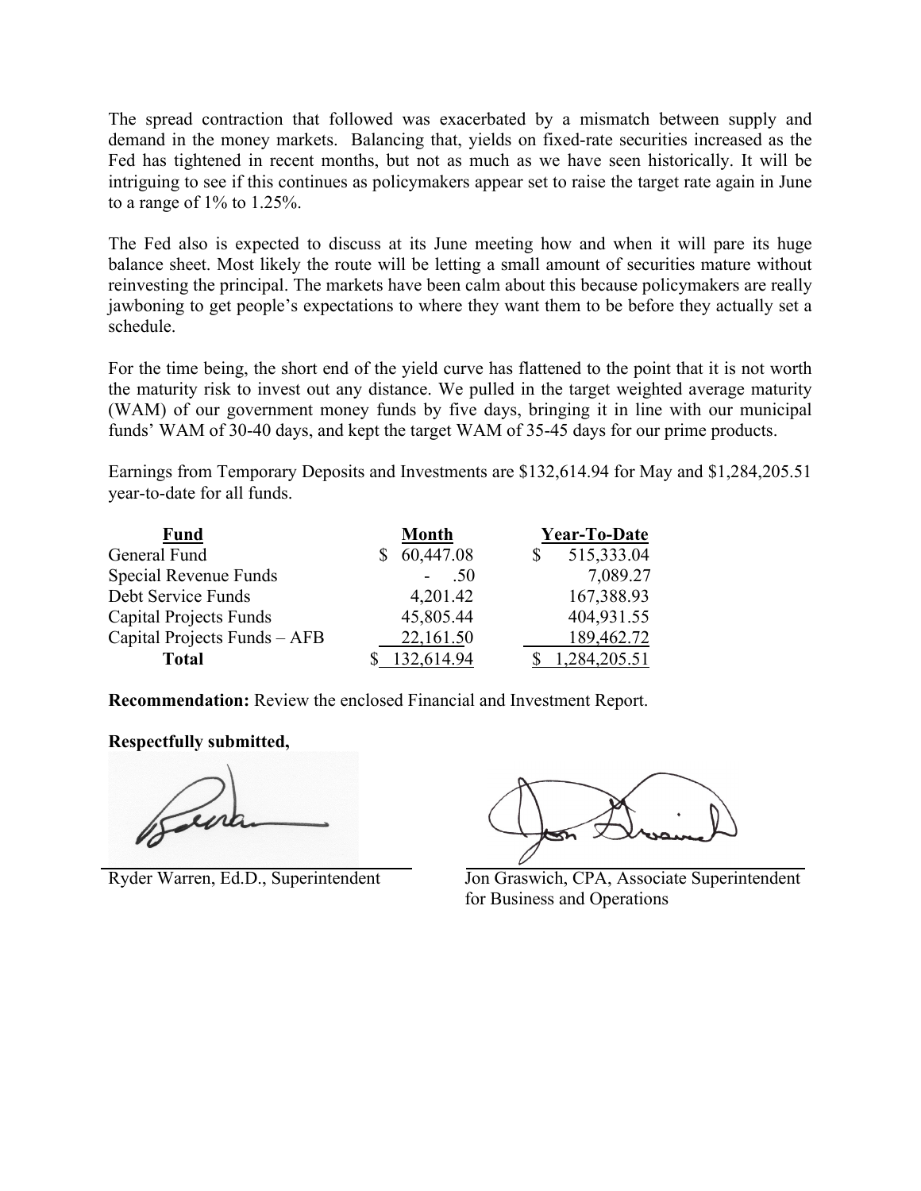The spread contraction that followed was exacerbated by a mismatch between supply and demand in the money markets. Balancing that, yields on fixed-rate securities increased as the Fed has tightened in recent months, but not as much as we have seen historically. It will be intriguing to see if this continues as policymakers appear set to raise the target rate again in June to a range of 1% to 1.25%.

The Fed also is expected to discuss at its June meeting how and when it will pare its huge balance sheet. Most likely the route will be letting a small amount of securities mature without reinvesting the principal. The markets have been calm about this because policymakers are really jawboning to get people's expectations to where they want them to be before they actually set a schedule.

For the time being, the short end of the yield curve has flattened to the point that it is not worth the maturity risk to invest out any distance. We pulled in the target weighted average maturity (WAM) of our government money funds by five days, bringing it in line with our municipal funds' WAM of 30-40 days, and kept the target WAM of 35-45 days for our prime products.

Earnings from Temporary Deposits and Investments are $132,614.94 for May and $1,284,205.51 year-to-date for all funds.

| Fund | Month | Year-To-Date |
|---|---|---|
| General Fund | $ 60,447.08 | $ 515,333.04 |
| Special Revenue Funds | - .50 | 7,089.27 |
| Debt Service Funds | 4,201.42 | 167,388.93 |
| Capital Projects Funds | 45,805.44 | 404,931.55 |
| Capital Projects Funds – AFB | 22,161.50 | 189,462.72 |
| **Total** | $ 132,614.94 | $ 1,284,205.51 |

**Recommendation:** Review the enclosed Financial and Investment Report.

**Respectfully submitted,**

Ryder Warren, Ed.D., Superintendent

Jon Graswich, CPA, Associate Superintendent for Business and Operations